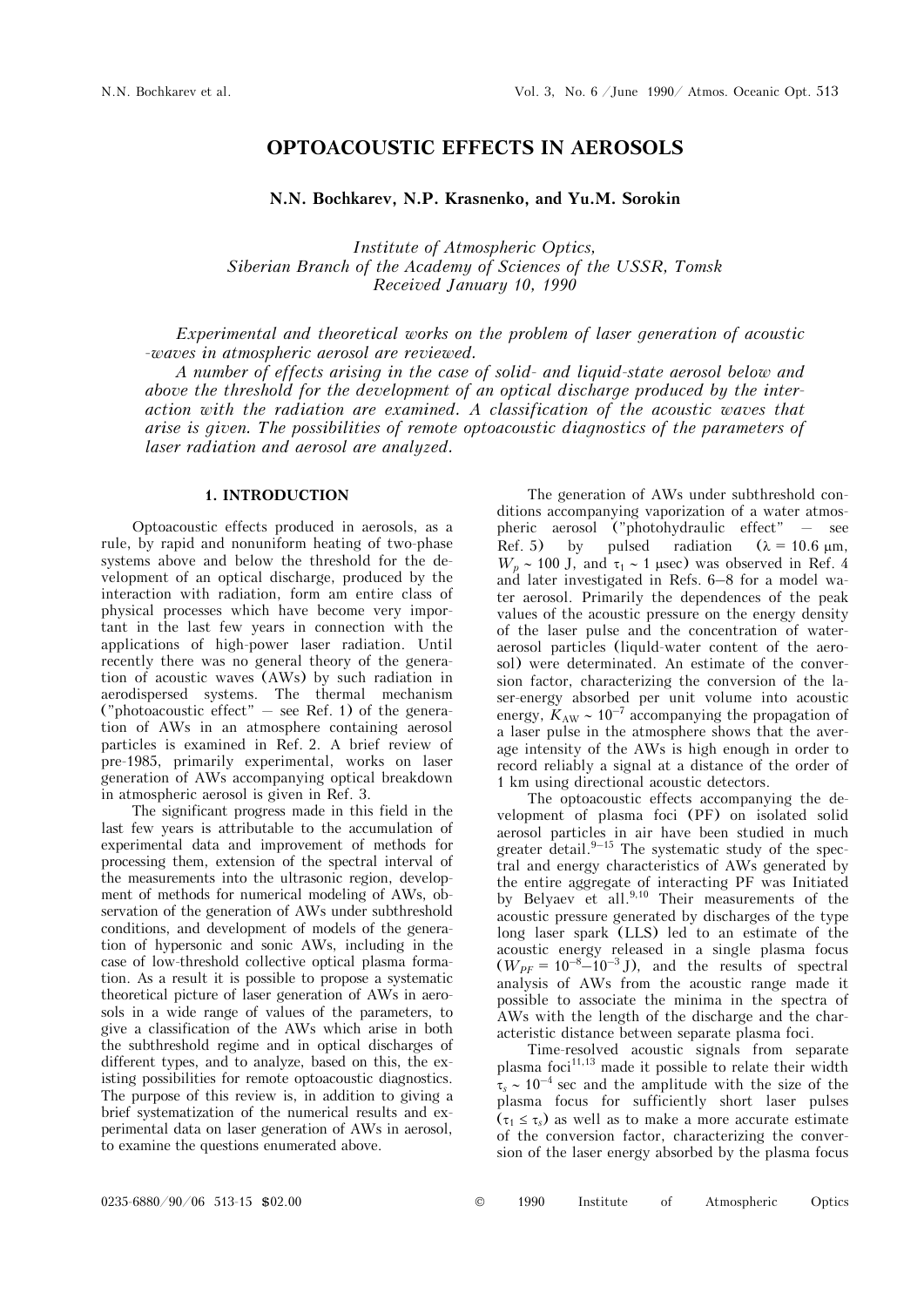# OPTOACOUSTIC EFFECTS IN AEROSOLS

**N.N. Bochkarev, N.P. Krasnenko, and Yu.M. Sorokin**

*Institute of Atmospheric Optics,*
*Siberian Branch of the Academy of Sciences of the USSR, Tomsk*
*Received January 10, 1990*

*Experimental and theoretical works on the problem of laser generation of acoustic -waves in atmospheric aerosol are reviewed.*

*A number of effects arising in the case of solid- and liquid-state aerosol below and above the threshold for the development of an optical discharge produced by the interaction with the radiation are examined. A classification of the acoustic waves that arise is given. The possibilities of remote optoacoustic diagnostics of the parameters of laser radiation and aerosol are analyzed.*

## 1. INTRODUCTION

Optoacoustic effects produced in aerosols, as a rule, by rapid and nonuniform heating of two-phase systems above and below the threshold for the development of an optical discharge, produced by the interaction with radiation, form am entire class of physical processes which have become very important in the last few years in connection with the applications of high-power laser radiation. Until recently there was no general theory of the generation of acoustic waves (AWs) by such radiation in aerodispersed systems. The thermal mechanism ("photoacoustic effect" — see Ref. 1) of the generation of AWs in an atmosphere containing aerosol particles is examined in Ref. 2. A brief review of pre-1985, primarily experimental, works on laser generation of AWs accompanying optical breakdown in atmospheric aerosol is given in Ref. 3.

The significant progress made in this field in the last few years is attributable to the accumulation of experimental data and improvement of methods for processing them, extension of the spectral interval of the measurements into the ultrasonic region, development of methods for numerical modeling of AWs, observation of the generation of AWs under subthreshold conditions, and development of models of the generation of hypersonic and sonic AWs, including in the case of low-threshold collective optical plasma formation. As a result it is possible to propose a systematic theoretical picture of laser generation of AWs in aerosols in a wide range of values of the parameters, to give a classification of the AWs which arise in both the subthreshold regime and in optical discharges of different types, and to analyze, based on this, the existing possibilities for remote optoacoustic diagnostics. The purpose of this review is, in addition to giving a brief systematization of the numerical results and experimental data on laser generation of AWs in aerosol, to examine the questions enumerated above.

The generation of AWs under subthreshold conditions accompanying vaporization of a water atmospheric aerosol ("photohydraulic effect" — see Ref. 5) by pulsed radiation ($\lambda = 10.6$ μm, $W_p \sim 100$ J, and $\tau_1 \sim 1$ μsec) was observed in Ref. 4 and later investigated in Refs. 6–8 for a model water aerosol. Primarily the dependences of the peak values of the acoustic pressure on the energy density of the laser pulse and the concentration of water-aerosol particles (liquld-water content of the aerosol) were determinated. An estimate of the conversion factor, characterizing the conversion of the laser-energy absorbed per unit volume into acoustic energy, $K_{AW} \sim 10^{-7}$ accompanying the propagation of a laser pulse in the atmosphere shows that the average intensity of the AWs is high enough in order to record reliably a signal at a distance of the order of 1 km using directional acoustic detectors.

The optoacoustic effects accompanying the development of plasma foci (PF) on isolated solid aerosol particles in air have been studied in much greater detail.[9–15] The systematic study of the spectral and energy characteristics of AWs generated by the entire aggregate of interacting PF was Initiated by Belyaev et all.[9,10] Their measurements of the acoustic pressure generated by discharges of the type long laser spark (LLS) led to an estimate of the acoustic energy released in a single plasma focus ($W_{PF} = 10^{-8}$–$10^{-3}$ J), and the results of spectral analysis of AWs from the acoustic range made it possible to associate the minima in the spectra of AWs with the length of the discharge and the characteristic distance between separate plasma foci.

Time-resolved acoustic signals from separate plasma foci[11,13] made it possible to relate their width $\tau_s \sim 10^{-4}$ sec and the amplitude with the size of the plasma focus for sufficiently short laser pulses ($\tau_1 \le \tau_s$) as well as to make a more accurate estimate of the conversion factor, characterizing the conversion of the laser energy absorbed by the plasma focus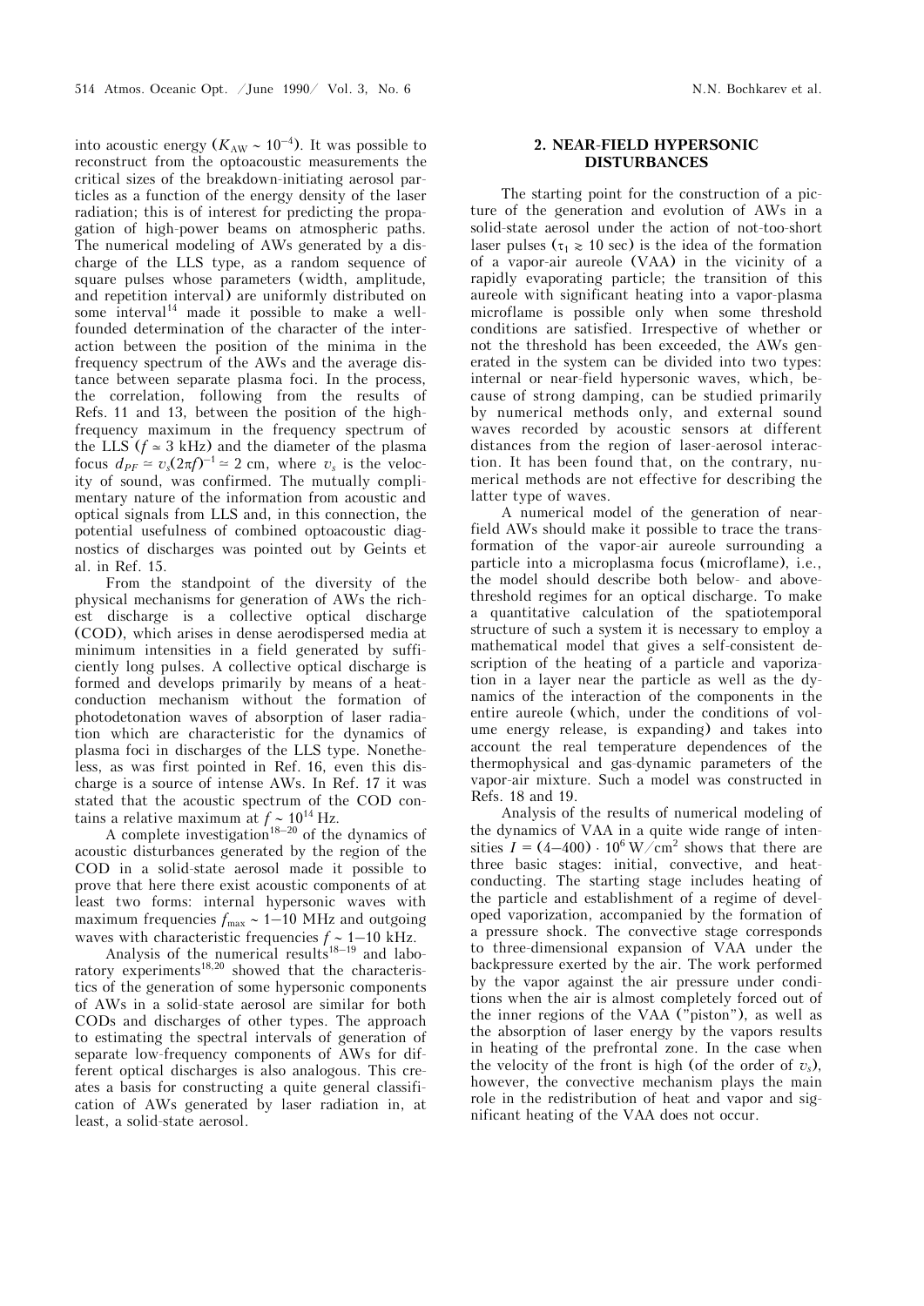into acoustic energy ($K_{AW} \sim 10^{-4}$). It was possible to reconstruct from the optoacoustic measurements the critical sizes of the breakdown-initiating aerosol particles as a function of the energy density of the laser radiation; this is of interest for predicting the propagation of high-power beams on atmospheric paths. The numerical modeling of AWs generated by a discharge of the LLS type, as a random sequence of square pulses whose parameters (width, amplitude, and repetition interval) are uniformly distributed on some interval[14] made it possible to make a well-founded determination of the character of the interaction between the position of the minima in the frequency spectrum of the AWs and the average distance between separate plasma foci. In the process, the correlation, following from the results of Refs. 11 and 13, between the position of the high-frequency maximum in the frequency spectrum of the LLS ($f \simeq 3$ kHz) and the diameter of the plasma focus $d_{PF} \simeq v_s(2\pi f)^{-1} \simeq 2$ cm, where $v_s$ is the velocity of sound, was confirmed. The mutually complimentary nature of the information from acoustic and optical signals from LLS and, in this connection, the potential usefulness of combined optoacoustic diagnostics of discharges was pointed out by Geints et al. in Ref. 15.

From the standpoint of the diversity of the physical mechanisms for generation of AWs the richest discharge is a collective optical discharge (COD), which arises in dense aerodispersed media at minimum intensities in a field generated by sufficiently long pulses. A collective optical discharge is formed and develops primarily by means of a heat-conduction mechanism without the formation of photodetonation waves of absorption of laser radiation which are characteristic for the dynamics of plasma foci in discharges of the LLS type. Nonetheless, as was first pointed in Ref. 16, even this discharge is a source of intense AWs. In Ref. 17 it was stated that the acoustic spectrum of the COD contains a relative maximum at $f \sim 10^{14}$ Hz.

A complete investigation[18–20] of the dynamics of acoustic disturbances generated by the region of the COD in a solid-state aerosol made it possible to prove that here there exist acoustic components of at least two forms: internal hypersonic waves with maximum frequencies $f_{max} \sim 1$–$10$ MHz and outgoing waves with characteristic frequencies $f \sim 1$–$10$ kHz.

Analysis of the numerical results[18–19] and laboratory experiments[18,20] showed that the characteristics of the generation of some hypersonic components of AWs in a solid-state aerosol are similar for both CODs and discharges of other types. The approach to estimating the spectral intervals of generation of separate low-frequency components of AWs for different optical discharges is also analogous. This creates a basis for constructing a quite general classification of AWs generated by laser radiation in, at least, a solid-state aerosol.

## 2. NEAR-FIELD HYPERSONIC DISTURBANCES

The starting point for the construction of a picture of the generation and evolution of AWs in a solid-state aerosol under the action of not-too-short laser pulses ($\tau_1 \gtrsim 10$ sec) is the idea of the formation of a vapor-air aureole (VAA) in the vicinity of a rapidly evaporating particle; the transition of this aureole with significant heating into a vapor-plasma microflame is possible only when some threshold conditions are satisfied. Irrespective of whether or not the threshold has been exceeded, the AWs generated in the system can be divided into two types: internal or near-field hypersonic waves, which, because of strong damping, can be studied primarily by numerical methods only, and external sound waves recorded by acoustic sensors at different distances from the region of laser-aerosol interaction. It has been found that, on the contrary, numerical methods are not effective for describing the latter type of waves.

A numerical model of the generation of near-field AWs should make it possible to trace the transformation of the vapor-air aureole surrounding a particle into a microplasma focus (microflame), i.e., the model should describe both below- and above-threshold regimes for an optical discharge. To make a quantitative calculation of the spatiotemporal structure of such a system it is necessary to employ a mathematical model that gives a self-consistent description of the heating of a particle and vaporization in a layer near the particle as well as the dynamics of the interaction of the components in the entire aureole (which, under the conditions of volume energy release, is expanding) and takes into account the real temperature dependences of the thermophysical and gas-dynamic parameters of the vapor-air mixture. Such a model was constructed in Refs. 18 and 19.

Analysis of the results of numerical modeling of the dynamics of VAA in a quite wide range of intensities $I = (4$–$400) \cdot 10^6$ W/cm$^2$ shows that there are three basic stages: initial, convective, and heat-conducting. The starting stage includes heating of the particle and establishment of a regime of developed vaporization, accompanied by the formation of a pressure shock. The convective stage corresponds to three-dimensional expansion of VAA under the backpressure exerted by the air. The work performed by the vapor against the air pressure under conditions when the air is almost completely forced out of the inner regions of the VAA ("piston"), as well as the absorption of laser energy by the vapors results in heating of the prefrontal zone. In the case when the velocity of the front is high (of the order of $v_s$), however, the convective mechanism plays the main role in the redistribution of heat and vapor and significant heating of the VAA does not occur.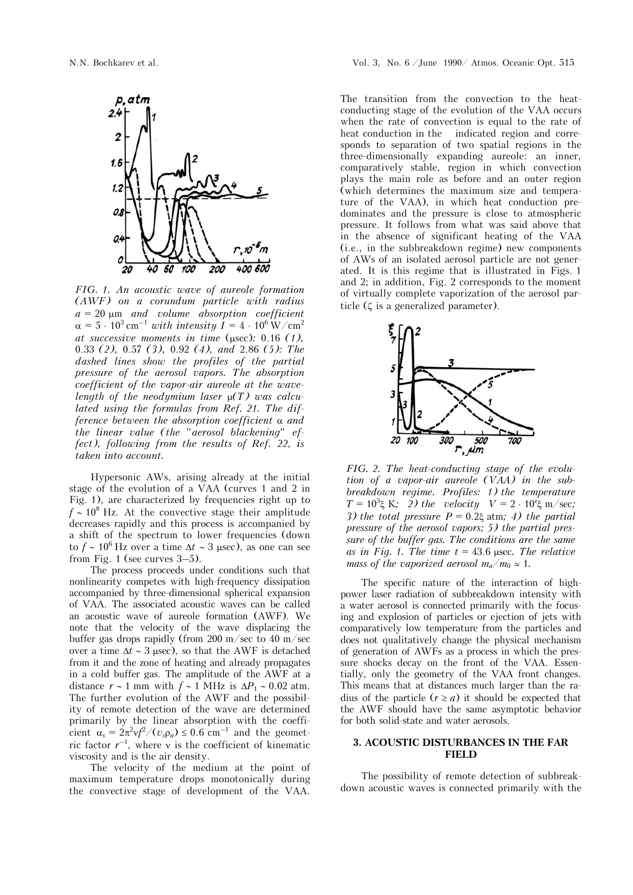FIG. 1. *An acoustic wave of aureole formation (AWF) on a corundum particle with radius* $a = 20$ μm *and volume absorption coefficient* $\alpha = 5 \cdot 10^3$ cm$^{-1}$ *with intensity* $I = 4 \cdot 10^6$ W/cm$^2$ *at successive moments in time* (μsec)*:* 0.16 *(1),* 0.33 *(2),* 0.57 *(3),* 0.92 *(4), and* 2.86 *(5): The dashed lines show the profiles of the partial pressure of the aerosol vapors. The absorption coefficient of the vapor-air aureole at the wavelength of the neodymium laser* $\mu(T)$ *was calculated using the formulas from Ref. 21. The difference between the absorption coefficient* $\alpha$ *and the linear value (the "aerosol blackening" effect), following from the results of Ref. 22, is taken into account.*

Hypersonic AWs, arising already at the initial stage of the evolution of a VAA (curves 1 and 2 in Fig. 1), are characterized by frequencies right up to $f \sim 10^8$ Hz. At the convective stage their amplitude decreases rapidly and this process is accompanied by a shift of the spectrum to lower frequencies (down to $f \sim 10^6$ Hz over a time $\Delta t \sim 3$ μsec), as one can see from Fig. 1 (see curves 3–5).

The process proceeds under conditions such that nonlinearity competes with high-frequency dissipation accompanied by three-dimensional spherical expansion of VAA. The associated acoustic waves can be called an acoustic wave of aureole formation (AWF). We note that the velocity of the wave displacing the buffer gas drops rapidly (from 200 m/sec to 40 m/sec over a time $\Delta t \sim 3$ μsec), so that the AWF is detached from it and the zone of heating and already propagates in a cold buffer gas. The amplitude of the AWF at a distance $r \sim 1$ mm with $f \sim 1$ MHz is $\Delta P_1 \sim 0.02$ atm. The further evolution of the AWF and the possibility of remote detection of the wave are determined primarily by the linear absorption with the coefficient $\alpha_s = 2\pi^2 \nu f^2/(v_s \rho_a) \leq 0.6$ cm$^{-1}$ and the geometric factor $r^{-1}$, where $\nu$ is the coefficient of kinematic viscosity and is the air density.

The velocity of the medium at the point of maximum temperature drops monotonically during the convective stage of development of the VAA. The transition from the convection to the heat-conducting stage of the evolution of the VAA occurs when the rate of convection is equal to the rate of heat conduction in the indicated region and corresponds to separation of two spatial regions in the three-dimensionally expanding aureole: an inner, comparatively stable, region in which convection plays the main role as before and an outer region (which determines the maximum size and temperature of the VAA), in which heat conduction predominates and the pressure is close to atmospheric pressure. It follows from what was said above that in the absence of significant heating of the VAA (i.e., in the subbreakdown regime) new components of AWs of an isolated aerosol particle are not generated. It is this regime that is illustrated in Figs. 1 and 2; in addition, Fig. 2 corresponds to the moment of virtually complete vaporization of the aerosol particle ($\zeta$ is a generalized parameter).

FIG. 2. *The heat-conducting stage of the evolution of a vapor-air aureole (VAA) in the subbreakdown regime. Profiles: 1) the temperature* $T = 10^3\xi$ K*; 2) the velocity* $V = 2 \cdot 10^2\xi$ m/sec*; 3) the total pressure* $P = 0.2\xi$ atm*; 4) the partial pressure of the aerosol vapors; 5) the partial pressure of the buffer gas. The conditions are the same as in Fig. 1. The time* $t = 43.6$ μsec*. The relative mass of the vaporized aerosol* $m_a/m_0 \simeq 1$.

The specific nature of the interaction of high-power laser radiation of subbreakdown intensity with a water aerosol is connected primarily with the focusing and explosion of particles or ejection of jets with comparatively low temperature from the particles and does not qualitatively change the physical mechanism of generation of AWFs as a process in which the pressure shocks decay on the front of the VAA. Essentially, only the geometry of the VAA front changes. This means that at distances much larger than the radius of the particle ($r \geq a$) it should be expected that the AWF should have the same asymptotic behavior for both solid-state and water aerosols.

## 3. ACOUSTIC DISTURBANCES IN THE FAR FIELD

The possibility of remote detection of subbreakdown acoustic waves is connected primarily with the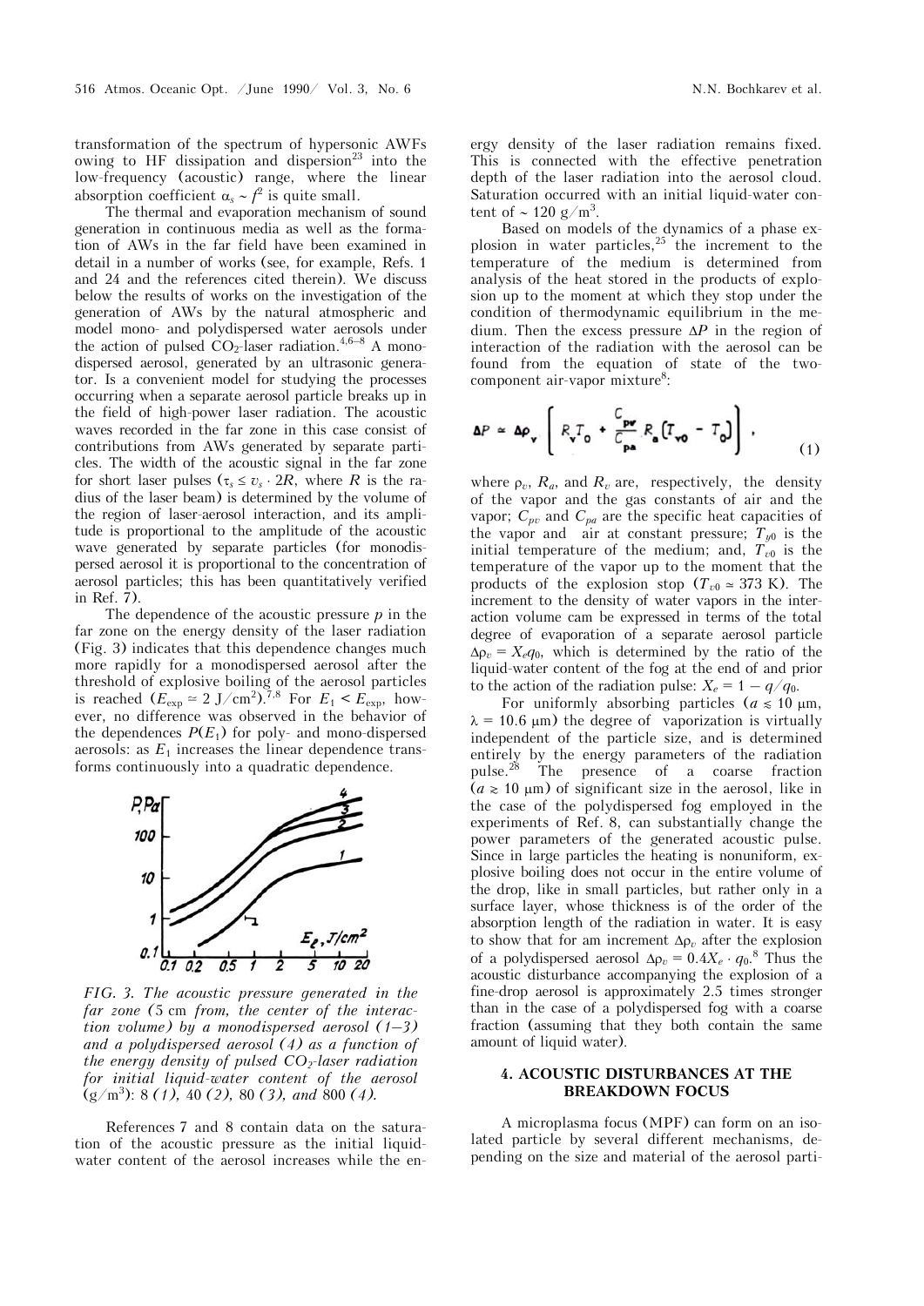transformation of the spectrum of hypersonic AWFs owing to HF dissipation and dispersion[23] into the low-frequency (acoustic) range, where the linear absorption coefficient $\alpha_s \sim f^2$ is quite small.

The thermal and evaporation mechanism of sound generation in continuous media as well as the formation of AWs in the far field have been examined in detail in a number of works (see, for example, Refs. 1 and 24 and the references cited therein). We discuss below the results of works on the investigation of the generation of AWs by the natural atmospheric and model mono- and polydispersed water aerosols under the action of pulsed $CO_2$-laser radiation.[4,6–8] A monodispersed aerosol, generated by an ultrasonic generator. Is a convenient model for studying the processes occurring when a separate aerosol particle breaks up in the field of high-power laser radiation. The acoustic waves recorded in the far zone in this case consist of contributions from AWs generated by separate particles. The width of the acoustic signal in the far zone for short laser pulses ($\tau_s \leq v_s \cdot 2R$, where $R$ is the radius of the laser beam) is determined by the volume of the region of laser-aerosol interaction, and its amplitude is proportional to the amplitude of the acoustic wave generated by separate particles (for monodispersed aerosol it is proportional to the concentration of aerosol particles; this has been quantitatively verified in Ref. 7).

The dependence of the acoustic pressure $p$ in the far zone on the energy density of the laser radiation (Fig. 3) indicates that this dependence changes much more rapidly for a monodispersed aerosol after the threshold of explosive boiling of the aerosol particles is reached ($E_{\exp} \simeq 2$ J/cm$^2$).[7,8] For $E_1 < E_{\exp}$, however, no difference was observed in the behavior of the dependences $P(E_1)$ for poly- and mono-dispersed aerosols: as $E_1$ increases the linear dependence transforms continuously into a quadratic dependence.

*FIG. 3. The acoustic pressure generated in the far zone (5 cm from, the center of the interaction volume) by a monodispersed aerosol (1–3) and a polydispersed aerosol (4) as a function of the energy density of pulsed $CO_2$-laser radiation for initial liquid-water content of the aerosol* (g/m$^3$): 8 *(1)*, 40 *(2)*, 80 *(3)*, *and* 800 *(4)*.

References 7 and 8 contain data on the saturation of the acoustic pressure as the initial liquid-water content of the aerosol increases while the energy density of the laser radiation remains fixed. This is connected with the effective penetration depth of the laser radiation into the aerosol cloud. Saturation occurred with an initial liquid-water content of ~ 120 g/m$^3$.

Based on models of the dynamics of a phase explosion in water particles,[25] the increment to the temperature of the medium is determined from analysis of the heat stored in the products of explosion up to the moment at which they stop under the condition of thermodynamic equilibrium in the medium. Then the excess pressure $\Delta P$ in the region of interaction of the radiation with the aerosol can be found from the equation of state of the two-component air-vapor mixture[8]:

$$\Delta P \simeq \Delta\rho_v \left[ R_v T_0 + \frac{C_{pv}}{C_{pa}} R_a \left(T_{v0} - T_0\right) \right], \tag{1}$$

where $\rho_v$, $R_a$, and $R_v$ are, respectively, the density of the vapor and the gas constants of air and the vapor; $C_{pv}$ and $C_{pa}$ are the specific heat capacities of the vapor and air at constant pressure; $T_{y0}$ is the initial temperature of the medium; and, $T_{v0}$ is the temperature of the vapor up to the moment that the products of the explosion stop ($T_{v0} \simeq 373$ K). The increment to the density of water vapors in the interaction volume cam be expressed in terms of the total degree of evaporation of a separate aerosol particle $\Delta\rho_v = X_e q_0$, which is determined by the ratio of the liquid-water content of the fog at the end of and prior to the action of the radiation pulse: $X_e = 1 - q/q_0$.

For uniformly absorbing particles ($a \lesssim 10$ μm, $\lambda = 10.6$ μm) the degree of vaporization is virtually independent of the particle size, and is determined entirely by the energy parameters of the radiation pulse.[28] The presence of a coarse fraction ($a \gtrsim 10$ μm) of significant size in the aerosol, like in the case of the polydispersed fog employed in the experiments of Ref. 8, can substantially change the power parameters of the generated acoustic pulse. Since in large particles the heating is nonuniform, explosive boiling does not occur in the entire volume of the drop, like in small particles, but rather only in a surface layer, whose thickness is of the order of the absorption length of the radiation in water. It is easy to show that for am increment $\Delta\rho_v$ after the explosion of a polydispersed aerosol $\Delta\rho_v = 0.4X_e \cdot q_0$.[8] Thus the acoustic disturbance accompanying the explosion of a fine-drop aerosol is approximately 2.5 times stronger than in the case of a polydispersed fog with a coarse fraction (assuming that they both contain the same amount of liquid water).

## 4. ACOUSTIC DISTURBANCES AT THE BREAKDOWN FOCUS

A microplasma focus (MPF) can form on an isolated particle by several different mechanisms, depending on the size and material of the aerosol parti-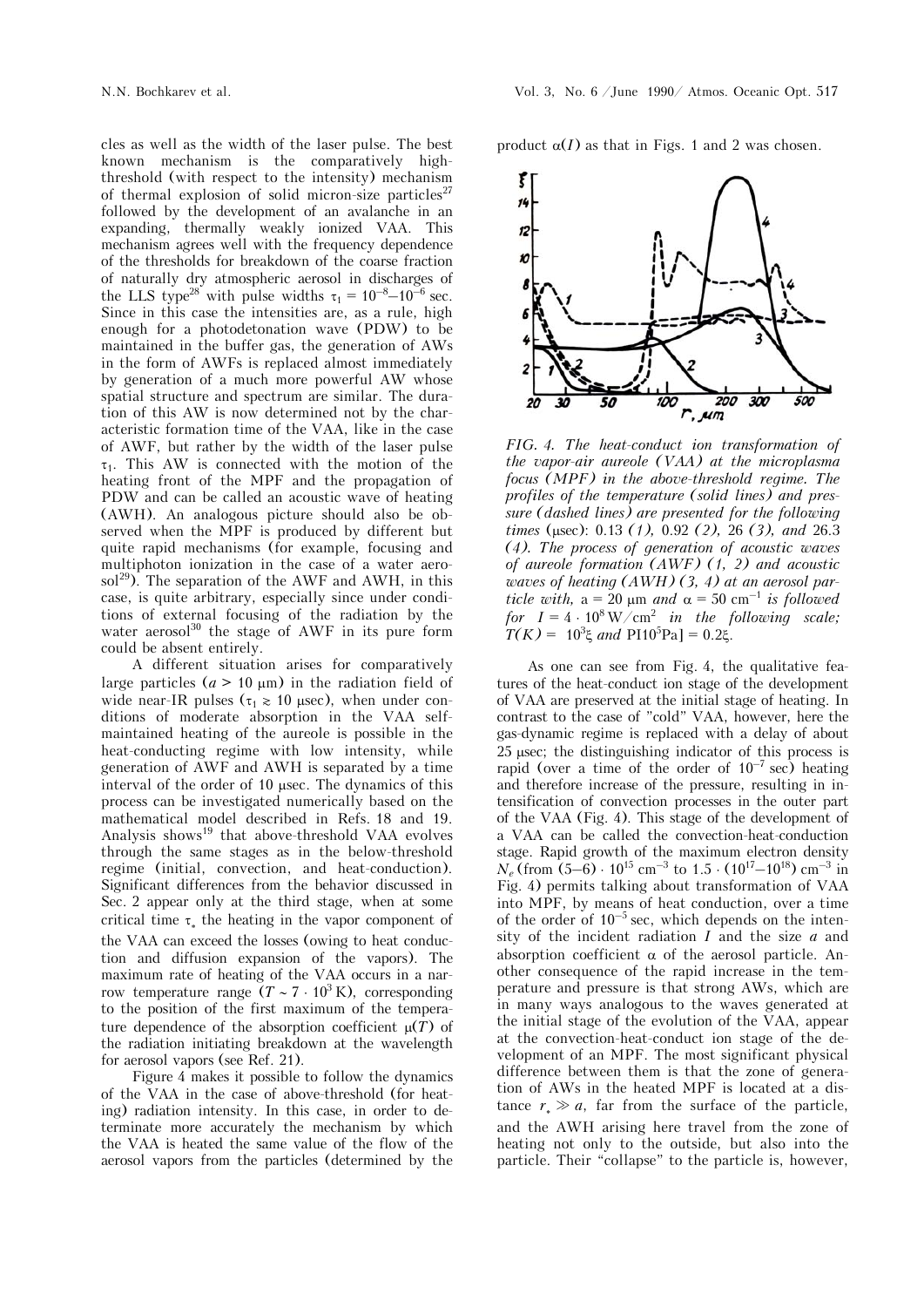cles as well as the width of the laser pulse. The best known mechanism is the comparatively high-threshold (with respect to the intensity) mechanism of thermal explosion of solid micron-size particles[27] followed by the development of an avalanche in an expanding, thermally weakly ionized VAA. This mechanism agrees well with the frequency dependence of the thresholds for breakdown of the coarse fraction of naturally dry atmospheric aerosol in discharges of the LLS type[28] with pulse widths $\tau_1 = 10^{-8}$–$10^{-6}$ sec. Since in this case the intensities are, as a rule, high enough for a photodetonation wave (PDW) to be maintained in the buffer gas, the generation of AWs in the form of AWFs is replaced almost immediately by generation of a much more powerful AW whose spatial structure and spectrum are similar. The duration of this AW is now determined not by the characteristic formation time of the VAA, like in the case of AWF, but rather by the width of the laser pulse $\tau_1$. This AW is connected with the motion of the heating front of the MPF and the propagation of PDW and can be called an acoustic wave of heating (AWH). An analogous picture should also be observed when the MPF is produced by different but quite rapid mechanisms (for example, focusing and multiphoton ionization in the case of a water aerosol[29]). The separation of the AWF and AWH, in this case, is quite arbitrary, especially since under conditions of external focusing of the radiation by the water aerosol[30] the stage of AWF in its pure form could be absent entirely.

A different situation arises for comparatively large particles ($a > 10$ μm) in the radiation field of wide near-IR pulses ($\tau_1 \gtrsim 10$ μsec), when under conditions of moderate absorption in the VAA self-maintained heating of the aureole is possible in the heat-conducting regime with low intensity, while generation of AWF and AWH is separated by a time interval of the order of 10 μsec. The dynamics of this process can be investigated numerically based on the mathematical model described in Refs. 18 and 19. Analysis shows[19] that above-threshold VAA evolves through the same stages as in the below-threshold regime (initial, convection, and heat-conduction). Significant differences from the behavior discussed in Sec. 2 appear only at the third stage, when at some critical time $\tau_*$ the heating in the vapor component of the VAA can exceed the losses (owing to heat conduction and diffusion expansion of the vapors). The maximum rate of heating of the VAA occurs in a narrow temperature range ($T \sim 7 \cdot 10^3$ K), corresponding to the position of the first maximum of the temperature dependence of the absorption coefficient $\mu(T)$ of the radiation initiating breakdown at the wavelength for aerosol vapors (see Ref. 21).

Figure 4 makes it possible to follow the dynamics of the VAA in the case of above-threshold (for heating) radiation intensity. In this case, in order to determinate more accurately the mechanism by which the VAA is heated the same value of the flow of the aerosol vapors from the particles (determined by the product $\alpha(I)$ as that in Figs. 1 and 2 was chosen.

*FIG. 4. The heat-conduct ion transformation of the vapor-air aureole (VAA) at the microplasma focus (MPF) in the above-threshold regime. The profiles of the temperature (solid lines) and pressure (dashed lines) are presented for the following times (μsec): 0.13 (1), 0.92 (2), 26 (3), and 26.3 (4). The process of generation of acoustic waves of aureole formation (AWF) (1, 2) and acoustic waves of heating (AWH) (3, 4) at an aerosol particle with, a = 20 μm and α = 50 cm$^{-1}$ is followed for I = 4 · 10$^8$ W/cm$^2$ in the following scale; T(K) = 10$^3$ξ and P[10$^5$Pa] = 0.2ξ.*

As one can see from Fig. 4, the qualitative features of the heat-conduct ion stage of the development of VAA are preserved at the initial stage of heating. In contrast to the case of "cold" VAA, however, here the gas-dynamic regime is replaced with a delay of about 25 μsec; the distinguishing indicator of this process is rapid (over a time of the order of $10^{-7}$ sec) heating and therefore increase of the pressure, resulting in intensification of convection processes in the outer part of the VAA (Fig. 4). This stage of the development of a VAA can be called the convection-heat-conduction stage. Rapid growth of the maximum electron density $N_e$ (from $(5–6) \cdot 10^{15}$ cm$^{-3}$ to $1.5 \cdot (10^{17}–10^{18})$ cm$^{-3}$ in Fig. 4) permits talking about transformation of VAA into MPF, by means of heat conduction, over a time of the order of $10^{-5}$ sec, which depends on the intensity of the incident radiation $I$ and the size $a$ and absorption coefficient $\alpha$ of the aerosol particle. Another consequence of the rapid increase in the temperature and pressure is that strong AWs, which are in many ways analogous to the waves generated at the initial stage of the evolution of the VAA, appear at the convection-heat-conduct ion stage of the development of an MPF. The most significant physical difference between them is that the zone of generation of AWs in the heated MPF is located at a distance $r_* \gg a$, far from the surface of the particle, and the AWH arising here travel from the zone of heating not only to the outside, but also into the particle. Their "collapse" to the particle is, however,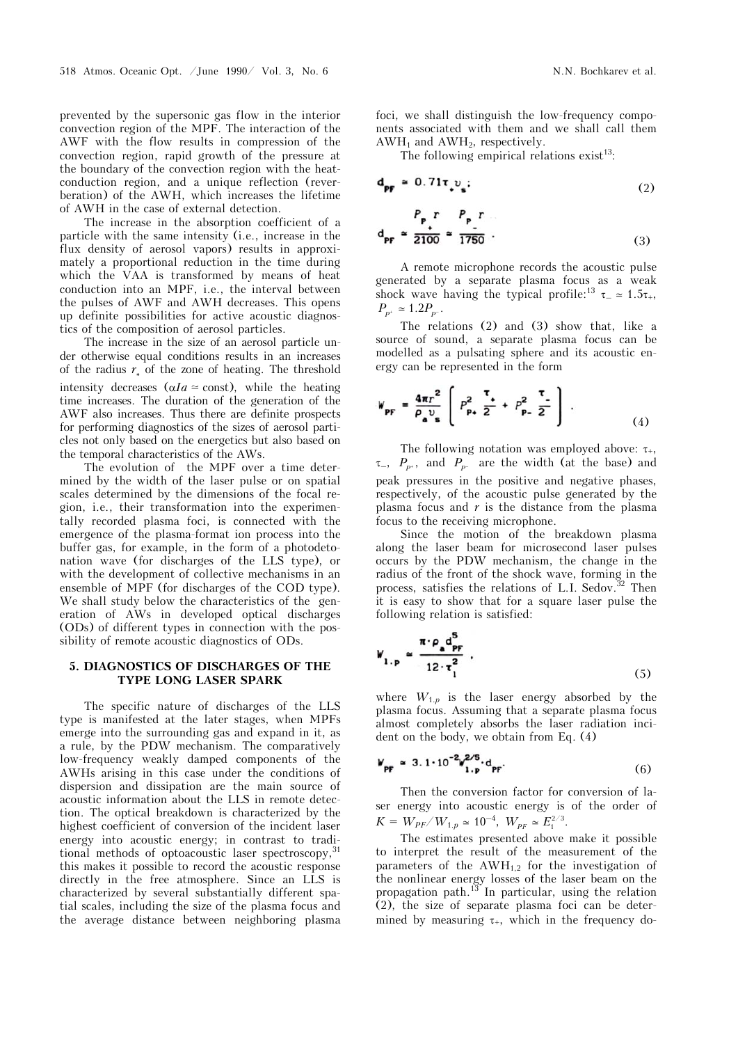prevented by the supersonic gas flow in the interior convection region of the MPF. The interaction of the AWF with the flow results in compression of the convection region, rapid growth of the pressure at the boundary of the convection region with the heat-conduction region, and a unique reflection (reverberation) of the AWH, which increases the lifetime of AWH in the case of external detection.

The increase in the absorption coefficient of a particle with the same intensity (i.e., increase in the flux density of aerosol vapors) results in approximately a proportional reduction in the time during which the VAA is transformed by means of heat conduction into an MPF, i.e., the interval between the pulses of AWF and AWH decreases. This opens up definite possibilities for active acoustic diagnostics of the composition of aerosol particles.

The increase in the size of an aerosol particle under otherwise equal conditions results in an increases of the radius $r_*$ of the zone of heating. The threshold intensity decreases ($\alpha I a \simeq \text{const}$), while the heating time increases. The duration of the generation of the AWF also increases. Thus there are definite prospects for performing diagnostics of the sizes of aerosol particles not only based on the energetics but also based on the temporal characteristics of the AWs.

The evolution of the MPF over a time determined by the width of the laser pulse or on spatial scales determined by the dimensions of the focal region, i.e., their transformation into the experimentally recorded plasma foci, is connected with the emergence of the plasma-format ion process into the buffer gas, for example, in the form of a photodetonation wave (for discharges of the LLS type), or with the development of collective mechanisms in an ensemble of MPF (for discharges of the COD type). We shall study below the characteristics of the generation of AWs in developed optical discharges (ODs) of different types in connection with the possibility of remote acoustic diagnostics of ODs.

## 5. DIAGNOSTICS OF DISCHARGES OF THE TYPE LONG LASER SPARK

The specific nature of discharges of the LLS type is manifested at the later stages, when MPFs emerge into the surrounding gas and expand in it, as a rule, by the PDW mechanism. The comparatively low-frequency weakly damped components of the AWHs arising in this case under the conditions of dispersion and dissipation are the main source of acoustic information about the LLS in remote detection. The optical breakdown is characterized by the highest coefficient of conversion of the incident laser energy into acoustic energy; in contrast to traditional methods of optoacoustic laser spectroscopy,[31] this makes it possible to record the acoustic response directly in the free atmosphere. Since an LLS is characterized by several substantially different spatial scales, including the size of the plasma focus and the average distance between neighboring plasma foci, we shall distinguish the low-frequency components associated with them and we shall call them $\text{AWH}_1$ and $\text{AWH}_2$, respectively.

The following empirical relations exist[13]:

$$d_{PF} \simeq 0.71 \tau_+ v_s; \tag{2}$$

$$d_{PF} \simeq \frac{P_{P_+} r}{2100} \simeq \frac{P_{P_-} r}{1750}. \tag{3}$$

A remote microphone records the acoustic pulse generated by a separate plasma focus as a weak shock wave having the typical profile:[13] $\tau_- \simeq 1.5\tau_+$, $P_{P^+} \simeq 1.2 P_{P^-}$.

The relations (2) and (3) show that, like a source of sound, a separate plasma focus can be modelled as a pulsating sphere and its acoustic energy can be represented in the form

$$W_{PF} = \frac{4\pi r^2}{\rho_a v_s} \left( P_{P+}^2 \frac{\tau_+}{2} + P_{P-}^2 \frac{\tau_-}{2} \right). \tag{4}$$

The following notation was employed above: $\tau_+$, $\tau_-$, $P_{P^+}$, and $P_{P^-}$ are the width (at the base) and peak pressures in the positive and negative phases, respectively, of the acoustic pulse generated by the plasma focus and $r$ is the distance from the plasma focus to the receiving microphone.

Since the motion of the breakdown plasma along the laser beam for microsecond laser pulses occurs by the PDW mechanism, the change in the radius of the front of the shock wave, forming in the process, satisfies the relations of L.I. Sedov.[32] Then it is easy to show that for a square laser pulse the following relation is satisfied:

$$W_{1.p} \simeq \frac{\pi \cdot \rho_a d_{PF}^5}{12 \cdot \tau_1^2}, \tag{5}$$

where $W_{1.p}$ is the laser energy absorbed by the plasma focus. Assuming that a separate plasma focus almost completely absorbs the laser radiation incident on the body, we obtain from Eq. (4)

$$W_{PF} \simeq 3.1 \cdot 10^{-2} W_{1.p}^{2/5} \cdot d_{PF}. \tag{6}$$

Then the conversion factor for conversion of laser energy into acoustic energy is of the order of $K = W_{PF}/W_{1.p} \simeq 10^{-4}$, $W_{PF} \simeq E_1^{2/3}$.

The estimates presented above make it possible to interpret the result of the measurement of the parameters of the $\text{AWH}_{1,2}$ for the investigation of the nonlinear energy losses of the laser beam on the propagation path.[13] In particular, using the relation (2), the size of separate plasma foci can be determined by measuring $\tau_+$, which in the frequency do-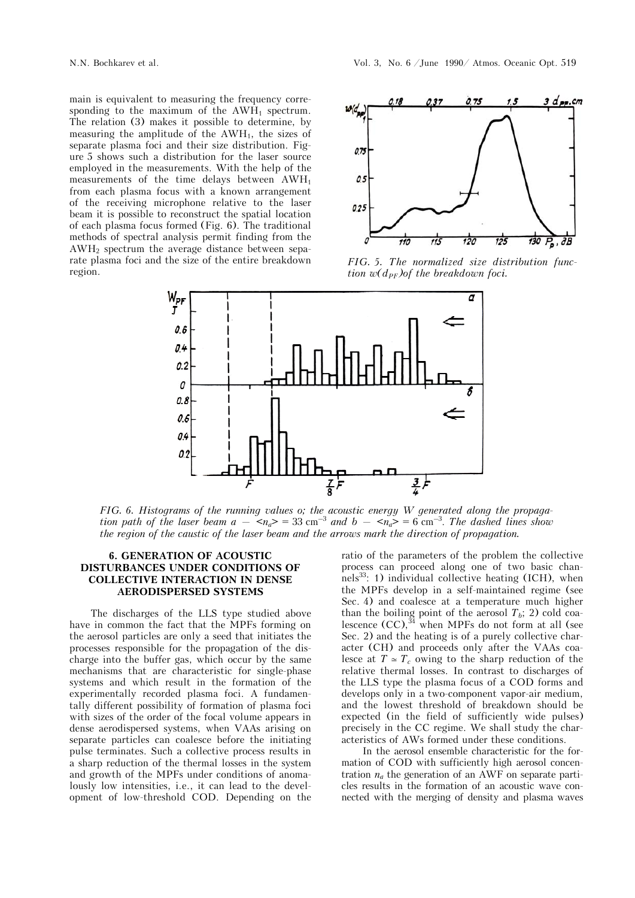main is equivalent to measuring the frequency corresponding to the maximum of the $AWH_1$ spectrum. The relation (3) makes it possible to determine, by measuring the amplitude of the $AWH_1$, the sizes of separate plasma foci and their size distribution. Figure 5 shows such a distribution for the laser source employed in the measurements. With the help of the measurements of the time delays between $AWH_1$ from each plasma focus with a known arrangement of the receiving microphone relative to the laser beam it is possible to reconstruct the spatial location of each plasma focus formed (Fig. 6). The traditional methods of spectral analysis permit finding from the $AWH_2$ spectrum the average distance between separate plasma foci and the size of the entire breakdown region.

*FIG. 5. The normalized size distribution function $w(d_{PF})$ of the breakdown foci.*

*FIG. 6. Histograms of the running values o; the acoustic energy W generated along the propagation path of the laser beam a — $\langle n_a \rangle = 33$ cm$^{-3}$ and b — $\langle n_a \rangle = 6$ cm$^{-3}$. The dashed lines show the region of the caustic of the laser beam and the arrows mark the direction of propagation.*

## 6. GENERATION OF ACOUSTIC DISTURBANCES UNDER CONDITIONS OF COLLECTIVE INTERACTION IN DENSE AERODISPERSED SYSTEMS

The discharges of the LLS type studied above have in common the fact that the MPFs forming on the aerosol particles are only a seed that initiates the processes responsible for the propagation of the discharge into the buffer gas, which occur by the same mechanisms that are characteristic for single-phase systems and which result in the formation of the experimentally recorded plasma foci. A fundamentally different possibility of formation of plasma foci with sizes of the order of the focal volume appears in dense aerodispersed systems, when VAAs arising on separate particles can coalesce before the initiating pulse terminates. Such a collective process results in a sharp reduction of the thermal losses in the system and growth of the MPFs under conditions of anomalously low intensities, i.e., it can lead to the development of low-threshold COD. Depending on the ratio of the parameters of the problem the collective process can proceed along one of two basic channels[33]: 1) individual collective heating (ICH), when the MPFs develop in a self-maintained regime (see Sec. 4) and coalesce at a temperature much higher than the boiling point of the aerosol $T_b$; 2) cold coalescence (CC),[34] when MPFs do not form at all (see Sec. 2) and the heating is of a purely collective character (CH) and proceeds only after the VAAs coalesce at $T \simeq T_c$ owing to the sharp reduction of the relative thermal losses. In contrast to discharges of the LLS type the plasma focus of a COD forms and develops only in a two-component vapor-air medium, and the lowest threshold of breakdown should be expected (in the field of sufficiently wide pulses) precisely in the CC regime. We shall study the characteristics of AWs formed under these conditions.

In the aerosol ensemble characteristic for the formation of COD with sufficiently high aerosol concentration $n_a$ the generation of an AWF on separate particles results in the formation of an acoustic wave connected with the merging of density and plasma waves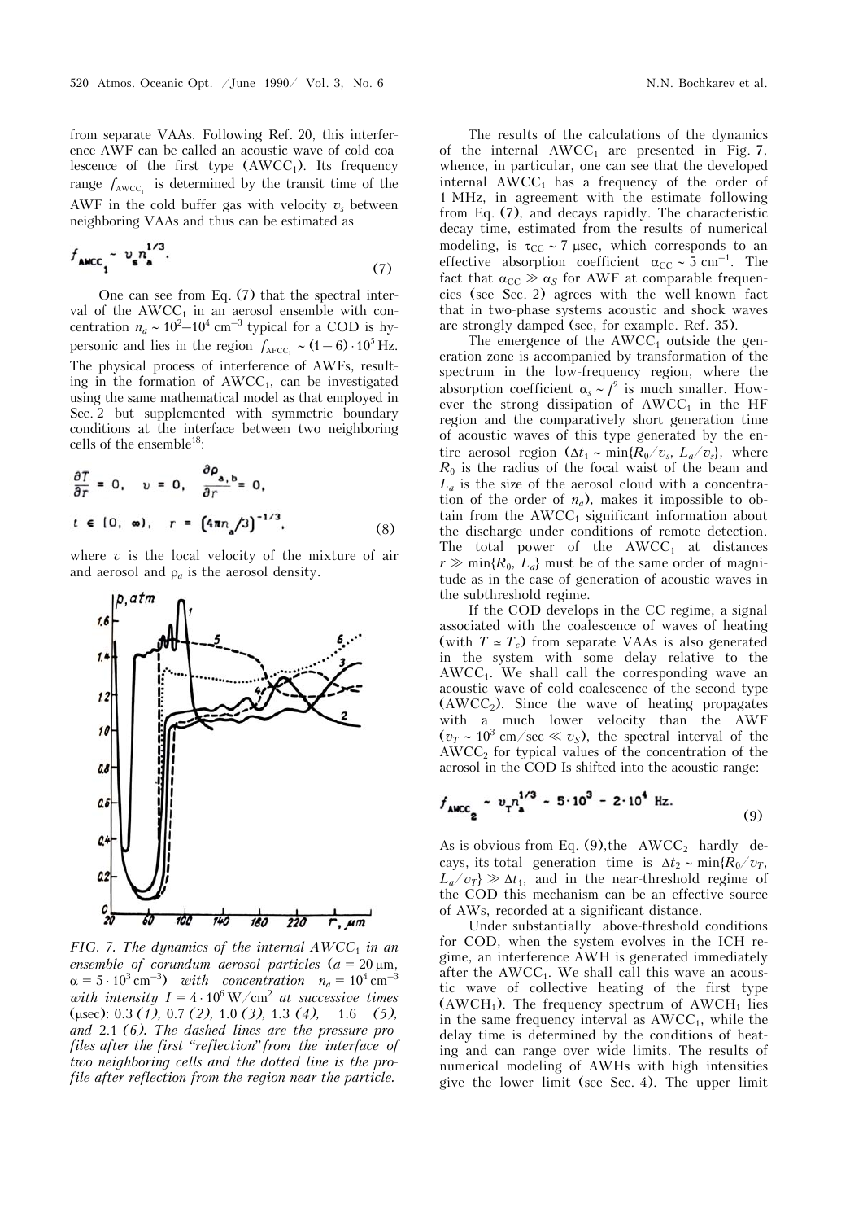from separate VAAs. Following Ref. 20, this interference AWF can be called an acoustic wave of cold coalescence of the first type ($AWCC_1$). Its frequency range $f_{AWCC_1}$ is determined by the transit time of the AWF in the cold buffer gas with velocity $v_s$ between neighboring VAAs and thus can be estimated as

$$f_{AWCC_1} \sim v_s n_a^{1/3}. \tag{7}$$

One can see from Eq. (7) that the spectral interval of the $AWCC_1$ in an aerosol ensemble with concentration $n_a \sim 10^2$–$10^4$ cm$^{-3}$ typical for a COD is hypersonic and lies in the region $f_{AFCC_1} \sim (1-6)\cdot 10^5$ Hz. The physical process of interference of AWFs, resulting in the formation of $AWCC_1$, can be investigated using the same mathematical model as that employed in Sec. 2 but supplemented with symmetric boundary conditions at the interface between two neighboring cells of the ensemble[18]:

$$\frac{\partial T}{\partial r} = 0, \quad v = 0, \quad \frac{\partial \rho_{a,b}}{\partial r} = 0,$$
$$t \in [0, \infty), \quad r = \left(4\pi n_a/3\right)^{-1/3}, \tag{8}$$

where $v$ is the local velocity of the mixture of air and aerosol and $\rho_a$ is the aerosol density.

*FIG. 7. The dynamics of the internal $AWCC_1$ in an ensemble of corundum aerosol particles ($a = 20$ μm, $\alpha = 5\cdot 10^3$ cm$^{-3}$) with concentration $n_a = 10^4$ cm$^{-3}$ with intensity $I = 4\cdot 10^6$ W/cm$^2$ at successive times (μsec): 0.3 (1), 0.7 (2), 1.0 (3), 1.3 (4), 1.6 (5), and 2.1 (6). The dashed lines are the pressure profiles after the first "reflection" from the interface of two neighboring cells and the dotted line is the profile after reflection from the region near the particle.*

The results of the calculations of the dynamics of the internal $AWCC_1$ are presented in Fig. 7, whence, in particular, one can see that the developed internal $AWCC_1$ has a frequency of the order of 1 MHz, in agreement with the estimate following from Eq. (7), and decays rapidly. The characteristic decay time, estimated from the results of numerical modeling, is $\tau_{CC} \sim 7$ μsec, which corresponds to an effective absorption coefficient $\alpha_{CC} \sim 5$ cm$^{-1}$. The fact that $\alpha_{CC} \gg \alpha_S$ for AWF at comparable frequencies (see Sec. 2) agrees with the well-known fact that in two-phase systems acoustic and shock waves are strongly damped (see, for example, Ref. 35).

The emergence of the $AWCC_1$ outside the generation zone is accompanied by transformation of the spectrum in the low-frequency region, where the absorption coefficient $\alpha_s \sim f^2$ is much smaller. However the strong dissipation of $AWCC_1$ in the HF region and the comparatively short generation time of acoustic waves of this type generated by the entire aerosol region ($\Delta t_1 \sim \min\{R_0/v_s, L_a/v_s\}$, where $R_0$ is the radius of the focal waist of the beam and $L_a$ is the size of the aerosol cloud with a concentration of the order of $n_a$), makes it impossible to obtain from the $AWCC_1$ significant information about the discharge under conditions of remote detection. The total power of the $AWCC_1$ at distances $r \gg \min\{R_0, L_a\}$ must be of the same order of magnitude as in the case of generation of acoustic waves in the subthreshold regime.

If the COD develops in the CC regime, a signal associated with the coalescence of waves of heating (with $T \simeq T_c$) from separate VAAs is also generated in the system with some delay relative to the $AWCC_1$. We shall call the corresponding wave an acoustic wave of cold coalescence of the second type ($AWCC_2$). Since the wave of heating propagates with a much lower velocity than the AWF ($v_T \sim 10^3$ cm/sec $\ll v_S$), the spectral interval of the $AWCC_2$ for typical values of the concentration of the aerosol in the COD Is shifted into the acoustic range:

$$f_{AWCC_2} \sim v_T n_a^{1/3} \sim 5\cdot 10^3 - 2\cdot 10^4 \text{ Hz}. \tag{9}$$

As is obvious from Eq. (9), the $AWCC_2$ hardly decays, its total generation time is $\Delta t_2 \sim \min\{R_0/v_T, L_a/v_T\} \gg \Delta t_1$, and in the near-threshold regime of the COD this mechanism can be an effective source of AWs, recorded at a significant distance.

Under substantially above-threshold conditions for COD, when the system evolves in the ICH regime, an interference AWH is generated immediately after the $AWCC_1$. We shall call this wave an acoustic wave of collective heating of the first type ($AWCH_1$). The frequency spectrum of $AWCH_1$ lies in the same frequency interval as $AWCC_1$, while the delay time is determined by the conditions of heating and can range over wide limits. The results of numerical modeling of AWHs with high intensities give the lower limit (see Sec. 4). The upper limit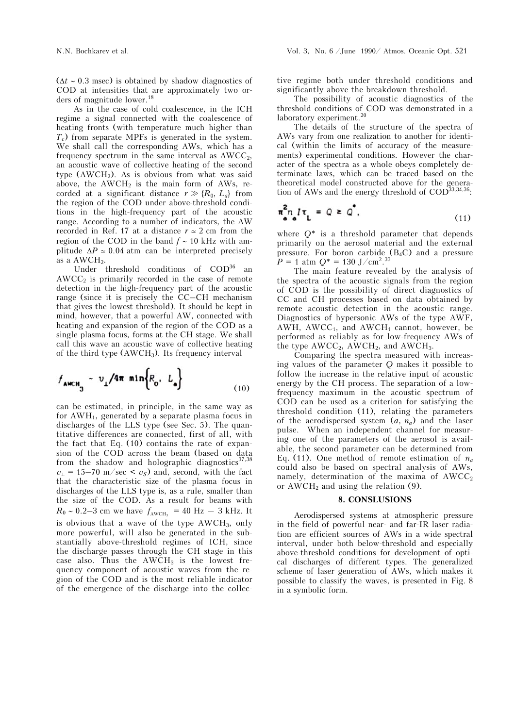($\Delta t \sim 0.3$ msec) is obtained by shadow diagnostics of COD at intensities that are approximately two orders of magnitude lower.[18]

As in the case of cold coalescence, in the ICH regime a signal connected with the coalescence of heating fronts (with temperature much higher than $T_c$) from separate MPFs is generated in the system. We shall call the corresponding AWs, which has a frequency spectrum in the same interval as $AWCC_2$, an acoustic wave of collective heating of the second type ($AWCH_2$). As is obvious from what was said above, the $AWCH_2$ is the main form of AWs, recorded at a significant distance $r \gg \{R_0, L_a\}$ from the region of the COD under above-threshold conditions in the high-frequency part of the acoustic range. According to a number of indicators, the AW recorded in Ref. 17 at a distance $r \simeq 2$ cm from the region of the COD in the band $f \sim 10$ kHz with amplitude $\Delta P \simeq 0.04$ atm can be interpreted precisely as a $AWCH_2$.

Under threshold conditions of COD[36] an $AWCC_2$ is primarily recorded in the case of remote detection in the high-frequency part of the acoustic range (since it is precisely the CC–CH mechanism that gives the lowest threshold). It should be kept in mind, however, that a powerful AW, connected with heating and expansion of the region of the COD as a single plasma focus, forms at the CH stage. We shall call this wave an acoustic wave of collective heating of the third type ($AWCH_3$). Its frequency interval

$$f_{AWCH_3} \sim v_\perp / 4\pi \min\left\{R_0,\ L_a\right\} \tag{10}$$

can be estimated, in principle, in the same way as for $AWH_1$, generated by a separate plasma focus in discharges of the LLS type (see Sec. 5). The quantitative differences are connected, first of all, with the fact that Eq. (10) contains the rate of expansion of the COD across the beam (based on data from the shadow and holographic diagnostics[37,38] $v_\perp = 15$–$70$ m/sec $< v_S$) and, second, with the fact that the characteristic size of the plasma focus in discharges of the LLS type is, as a rule, smaller than the size of the COD. As a result for beams with $R_0 \sim 0.2$–$3$ cm we have $f_{AWCH_3} = 40$ Hz – 3 kHz. It is obvious that a wave of the type $AWCH_3$, only more powerful, will also be generated in the substantially above-threshold regimes of ICH, since the discharge passes through the CH stage in this case also. Thus the $AWCH_3$ is the lowest frequency component of acoustic waves from the region of the COD and is the most reliable indicator of the emergence of the discharge into the collective regime both under threshold conditions and significantly above the breakdown threshold.

The possibility of acoustic diagnostics of the threshold conditions of COD was demonstrated in a laboratory experiment.[20]

The details of the structure of the spectra of AWs vary from one realization to another for identical (within the limits of accuracy of the measurements) experimental conditions. However the character of the spectra as a whole obeys completely determinate laws, which can be traced based on the theoretical model constructed above for the generation of AWs and the energy threshold of COD[33,34,36]:

$$\pi a^2 n_a I \tau_L = Q \geq Q^*, \tag{11}$$

where $Q^*$ is a threshold parameter that depends primarily on the aerosol material and the external pressure. For boron carbide ($B_4C$) and a pressure $P = 1$ atm $Q^* = 130$ J/cm$^2$.[33]

The main feature revealed by the analysis of the spectra of the acoustic signals from the region of COD is the possibility of direct diagnostics of CC and CH processes based on data obtained by remote acoustic detection in the acoustic range. Diagnostics of hypersonic AWs of the type AWF, AWH, $AWCC_1$, and $AWCH_1$ cannot, however, be performed as reliably as for low-frequency AWs of the type $AWCC_2$, $AWCH_2$, and $AWCH_3$.

Comparing the spectra measured with increasing values of the parameter $Q$ makes it possible to follow the increase in the relative input of acoustic energy by the CH process. The separation of a low-frequency maximum in the acoustic spectrum of COD can be used as a criterion for satisfying the threshold condition (11), relating the parameters of the aerodispersed system ($a$, $n_a$) and the laser pulse. When an independent channel for measuring one of the parameters of the aerosol is available, the second parameter can be determined from Eq. (11). One method of remote estimation of $n_a$ could also be based on spectral analysis of AWs, namely, determination of the maxima of $AWCC_2$ or $AWCH_2$ and using the relation (9).

## 8. CONSLUSIONS

Aerodispersed systems at atmospheric pressure in the field of powerful near- and far-IR laser radiation are efficient sources of AWs in a wide spectral interval, under both below-threshold and especially above-threshold conditions for development of optical discharges of different types. The generalized scheme of laser generation of AWs, which makes it possible to classify the waves, is presented in Fig. 8 in a symbolic form.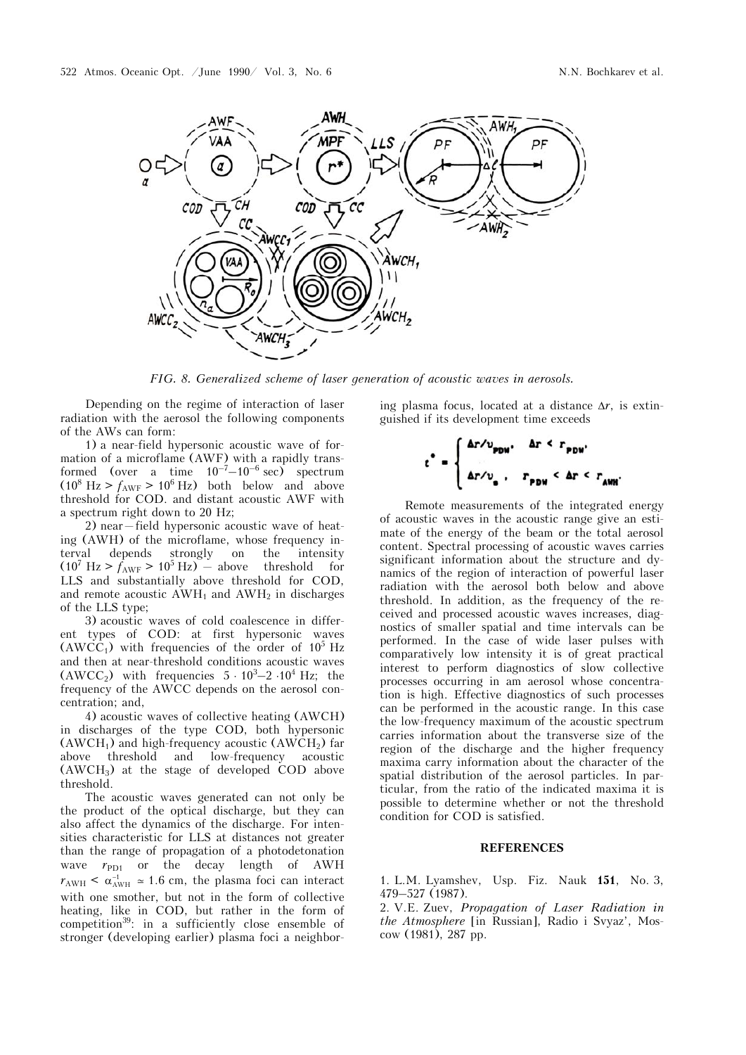*FIG. 8. Generalized scheme of laser generation of acoustic waves in aerosols.*

Depending on the regime of interaction of laser radiation with the aerosol the following components of the AWs can form:

1) a near-field hypersonic acoustic wave of formation of a microflame (AWF) with a rapidly transformed (over a time $10^{-7}$–$10^{-6}$ sec) spectrum ($10^8$ Hz > $f_{AWF}$ > $10^6$ Hz) both below and above threshold for COD. and distant acoustic AWF with a spectrum right down to 20 Hz;

2) near – field hypersonic acoustic wave of heating (AWH) of the microflame, whose frequency interval depends strongly on the intensity ($10^7$ Hz > $f_{AWF}$ > $10^5$ Hz) – above threshold for LLS and substantially above threshold for COD, and remote acoustic $AWH_1$ and $AWH_2$ in discharges of the LLS type;

3) acoustic waves of cold coalescence in different types of COD: at first hypersonic waves ($AWCC_1$) with frequencies of the order of $10^5$ Hz and then at near-threshold conditions acoustic waves ($AWCC_2$) with frequencies $5 \cdot 10^3$–$2 \cdot 10^4$ Hz; the frequency of the AWCC depends on the aerosol concentration; and,

4) acoustic waves of collective heating (AWCH) in discharges of the type COD, both hypersonic ($AWCH_1$) and high-frequency acoustic ($AWCH_2$) far above threshold and low-frequency acoustic ($AWCH_3$) at the stage of developed COD above threshold.

The acoustic waves generated can not only be the product of the optical discharge, but they can also affect the dynamics of the discharge. For intensities characteristic for LLS at distances not greater than the range of propagation of a photodetonation wave $r_{PD1}$ or the decay length of AWH $r_{AWH} < \alpha_{AWH}^{-1} \simeq 1.6$ cm, the plasma foci can interact with one smother, but not in the form of collective heating, like in COD, but rather in the form of competition[39]: in a sufficiently close ensemble of stronger (developing earlier) plasma foci a neighboring plasma focus, located at a distance $\Delta r$, is extinguished if its development time exceeds

$$t^* = \begin{cases} \Delta r / v_{PDW}, & \Delta r < r_{PDW}, \\ \Delta r / v_s, & r_{PDW} < \Delta r < r_{AWH}. \end{cases}$$

Remote measurements of the integrated energy of acoustic waves in the acoustic range give an estimate of the energy of the beam or the total aerosol content. Spectral processing of acoustic waves carries significant information about the structure and dynamics of the region of interaction of powerful laser radiation with the aerosol both below and above threshold. In addition, as the frequency of the received and processed acoustic waves increases, diagnostics of smaller spatial and time intervals can be performed. In the case of wide laser pulses with comparatively low intensity it is of great practical interest to perform diagnostics of slow collective processes occurring in am aerosol whose concentration is high. Effective diagnostics of such processes can be performed in the acoustic range. In this case the low-frequency maximum of the acoustic spectrum carries information about the transverse size of the region of the discharge and the higher frequency maxima carry information about the character of the spatial distribution of the aerosol particles. In particular, from the ratio of the indicated maxima it is possible to determine whether or not the threshold condition for COD is satisfied.

## REFERENCES

1. L.M. Lyamshev, Usp. Fiz. Nauk **151**, No. 3, 479–527 (1987).

2. V.E. Zuev, *Propagation of Laser Radiation in the Atmosphere* [in Russian], Radio i Svyaz', Moscow (1981), 287 pp.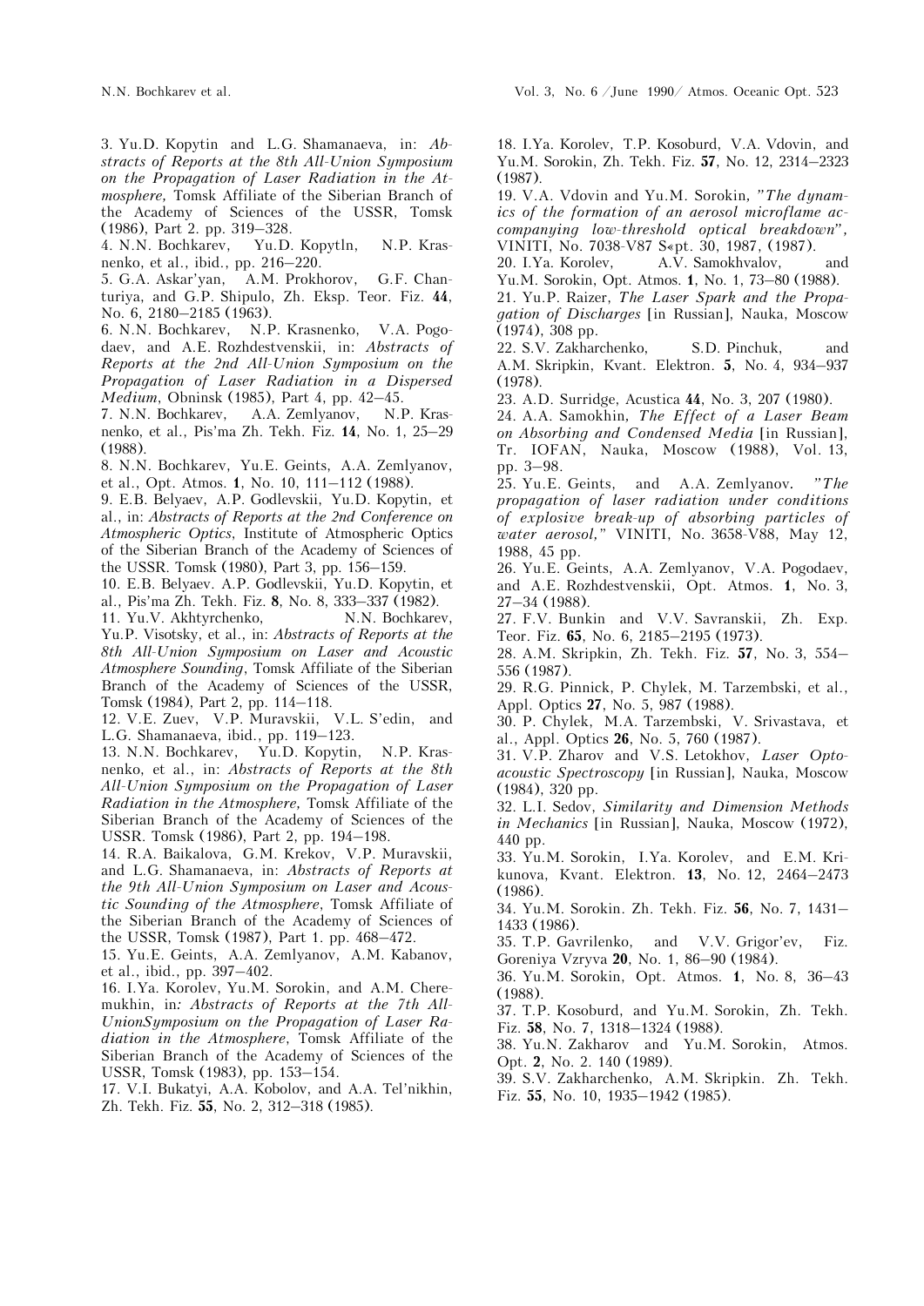3. Yu.D. Kopytin and L.G. Shamanaeva, in: *Abstracts of Reports at the 8th All-Union Symposium on the Propagation of Laser Radiation in the Atmosphere,* Tomsk Affiliate of the Siberian Branch of the Academy of Sciences of the USSR, Tomsk (1986), Part 2. pp. 319–328.

4. N.N. Bochkarev, Yu.D. Kopytln, N.P. Krasnenko, et al., ibid., pp. 216–220.

5. G.A. Askar'yan, A.M. Prokhorov, G.F. Chanturiya, and G.P. Shipulo, Zh. Eksp. Teor. Fiz. **44**, No. 6, 2180–2185 (1963).

6. N.N. Bochkarev, N.P. Krasnenko, V.A. Pogodaev, and A.E. Rozhdestvenskii, in: *Abstracts of Reports at the 2nd All-Union Symposium on the Propagation of Laser Radiation in a Dispersed Medium*, Obninsk (1985), Part 4, pp. 42–45.

7. N.N. Bochkarev, A.A. Zemlyanov, N.P. Krasnenko, et al., Pis'ma Zh. Tekh. Fiz. **14**, No. 1, 25–29 (1988).

8. N.N. Bochkarev, Yu.E. Geints, A.A. Zemlyanov, et al., Opt. Atmos. **1**, No. 10, 111–112 (1988).

9. E.B. Belyaev, A.P. Godlevskii, Yu.D. Kopytin, et al., in: *Abstracts of Reports at the 2nd Conference on Atmospheric Optics*, Institute of Atmospheric Optics of the Siberian Branch of the Academy of Sciences of the USSR. Tomsk (1980), Part 3, pp. 156–159.

10. E.B. Belyaev. A.P. Godlevskii, Yu.D. Kopytin, et al., Pis'ma Zh. Tekh. Fiz. **8**, No. 8, 333–337 (1982).

11. Yu.V. Akhtyrchenko, N.N. Bochkarev, Yu.P. Visotsky, et al., in: *Abstracts of Reports at the 8th All-Union Symposium on Laser and Acoustic Atmosphere Sounding*, Tomsk Affiliate of the Siberian Branch of the Academy of Sciences of the USSR, Tomsk (1984), Part 2, pp. 114–118.

12. V.E. Zuev, V.P. Muravskii, V.L. S'edin, and L.G. Shamanaeva, ibid., pp. 119–123.

13. N.N. Bochkarev, Yu.D. Kopytin, N.P. Krasnenko, et al., in: *Abstracts of Reports at the 8th All-Union Symposium on the Propagation of Laser Radiation in the Atmosphere,* Tomsk Affiliate of the Siberian Branch of the Academy of Sciences of the USSR. Tomsk (1986), Part 2, pp. 194–198.

14. R.A. Baikalova, G.M. Krekov, V.P. Muravskii, and L.G. Shamanaeva, in: *Abstracts of Reports at the 9th All-Union Symposium on Laser and Acoustic Sounding of the Atmosphere*, Tomsk Affiliate of the Siberian Branch of the Academy of Sciences of the USSR, Tomsk (1987), Part 1. pp. 468–472.

15. Yu.E. Geints, A.A. Zemlyanov, A.M. Kabanov, et al., ibid., pp. 397–402.

16. I.Ya. Korolev, Yu.M. Sorokin, and A.M. Cheremukhin, in*: Abstracts of Reports at the 7th All-UnionSymposium on the Propagation of Laser Radiation in the Atmosphere*, Tomsk Affiliate of the Siberian Branch of the Academy of Sciences of the USSR, Tomsk (1983), pp. 153–154.

17. V.I. Bukatyi, A.A. Kobolov, and A.A. Tel'nikhin, Zh. Tekh. Fiz. **55**, No. 2, 312–318 (1985).

18. I.Ya. Korolev, T.P. Kosoburd, V.A. Vdovin, and Yu.M. Sorokin, Zh. Tekh. Fiz. **57**, No. 12, 2314–2323 (1987).

19. V.A. Vdovin and Yu.M. Sorokin, *"The dynamics of the formation of an aerosol microflame accompanying low-threshold optical breakdown"*, VINITI, No. 7038-V87 S«pt. 30, 1987, (1987).

20. I.Ya. Korolev, A.V. Samokhvalov, and Yu.M. Sorokin, Opt. Atmos. **1**, No. 1, 73–80 (1988).

21. Yu.P. Raizer, *The Laser Spark and the Propagation of Discharges* [in Russian], Nauka, Moscow (1974), 308 pp.

22. S.V. Zakharchenko, S.D. Pinchuk, and A.M. Skripkin, Kvant. Elektron. **5**, No. 4, 934–937 (1978).

23. A.D. Surridge, Acustica **44**, No. 3, 207 (1980).

24. A.A. Samokhin, *The Effect of a Laser Beam on Absorbing and Condensed Media* [in Russian], Tr. IOFAN, Nauka, Moscow (1988), Vol. 13, pp. 3–98.

25. Yu.E. Geints, and A.A. Zemlyanov. *"The propagation of laser radiation under conditions of explosive break-up of absorbing particles of water aerosol,"* VINITI, No. 3658-V88, May 12, 1988, 45 pp.

26. Yu.E. Geints, A.A. Zemlyanov, V.A. Pogodaev, and A.E. Rozhdestvenskii, Opt. Atmos. **1**, No. 3, 27–34 (1988).

27. F.V. Bunkin and V.V. Savranskii, Zh. Exp. Teor. Fiz. **65**, No. 6, 2185–2195 (1973).

28. A.M. Skripkin, Zh. Tekh. Fiz. **57**, No. 3, 554–556 (1987).

29. R.G. Pinnick, P. Chylek, M. Tarzembski, et al., Appl. Optics **27**, No. 5, 987 (1988).

30. P. Chylek, M.A. Tarzembski, V. Srivastava, et al., Appl. Optics **26**, No. 5, 760 (1987).

31. V.P. Zharov and V.S. Letokhov, *Laser Optoacoustic Spectroscopy* [in Russian], Nauka, Moscow (1984), 320 pp.

32. L.I. Sedov, *Similarity and Dimension Methods in Mechanics* [in Russian], Nauka, Moscow (1972), 440 pp.

33. Yu.M. Sorokin, I.Ya. Korolev, and E.M. Krikunova, Kvant. Elektron. **13**, No. 12, 2464–2473 (1986).

34. Yu.M. Sorokin. Zh. Tekh. Fiz. **56**, No. 7, 1431–1433 (1986).

35. T.P. Gavrilenko, and V.V. Grigor'ev, Fiz. Goreniya Vzryva **20**, No. 1, 86–90 (1984).

36. Yu.M. Sorokin, Opt. Atmos. **1**, No. 8, 36–43 (1988).

37. T.P. Kosoburd, and Yu.M. Sorokin, Zh. Tekh. Fiz. **58**, No. 7, 1318–1324 (1988).

38. Yu.N. Zakharov and Yu.M. Sorokin, Atmos. Opt. **2**, No. 2. 140 (1989).

39. S.V. Zakharchenko, A.M. Skripkin. Zh. Tekh. Fiz. **55**, No. 10, 1935–1942 (1985).